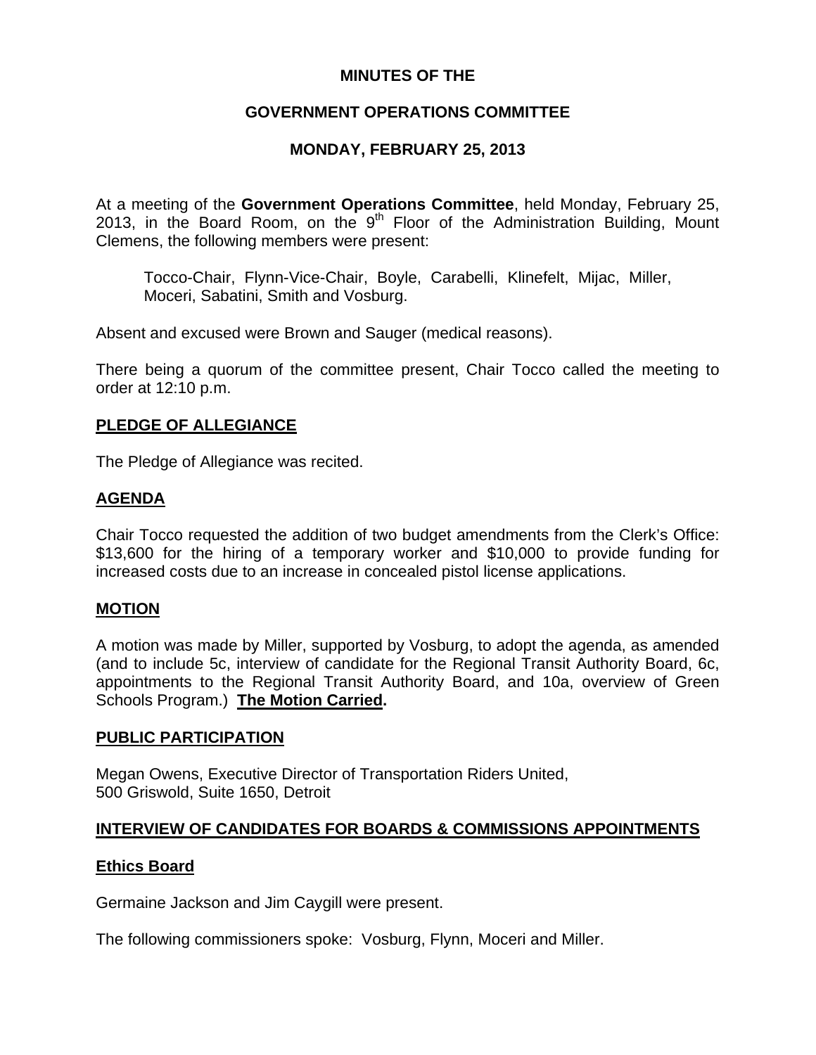# MINUTES OF THE

# GOVERNMENT OPERATIONS COMMITTEE

# MONDAY, FEBRUARY 25, 2013

At a meeting of the **Government Operations Committee**, held Monday, February 25, 2013, in the Board Room, on the 9th Floor of the Administration Building, Mount Clemens, the following members were present:

> Tocco-Chair, Flynn-Vice-Chair, Boyle, Carabelli, Klinefelt, Mijac, Miller, Moceri, Sabatini, Smith and Vosburg.

Absent and excused were Brown and Sauger (medical reasons).

There being a quorum of the committee present, Chair Tocco called the meeting to order at 12:10 p.m.

## PLEDGE OF ALLEGIANCE

The Pledge of Allegiance was recited.

## AGENDA

Chair Tocco requested the addition of two budget amendments from the Clerk's Office: $13,600 for the hiring of a temporary worker and $10,000 to provide funding for increased costs due to an increase in concealed pistol license applications.

## MOTION

A motion was made by Miller, supported by Vosburg, to adopt the agenda, as amended (and to include 5c, interview of candidate for the Regional Transit Authority Board, 6c, appointments to the Regional Transit Authority Board, and 10a, overview of Green Schools Program.) **The Motion Carried.**

## PUBLIC PARTICIPATION

Megan Owens, Executive Director of Transportation Riders United,
500 Griswold, Suite 1650, Detroit

## INTERVIEW OF CANDIDATES FOR BOARDS & COMMISSIONS APPOINTMENTS

### Ethics Board

Germaine Jackson and Jim Caygill were present.

The following commissioners spoke: Vosburg, Flynn, Moceri and Miller.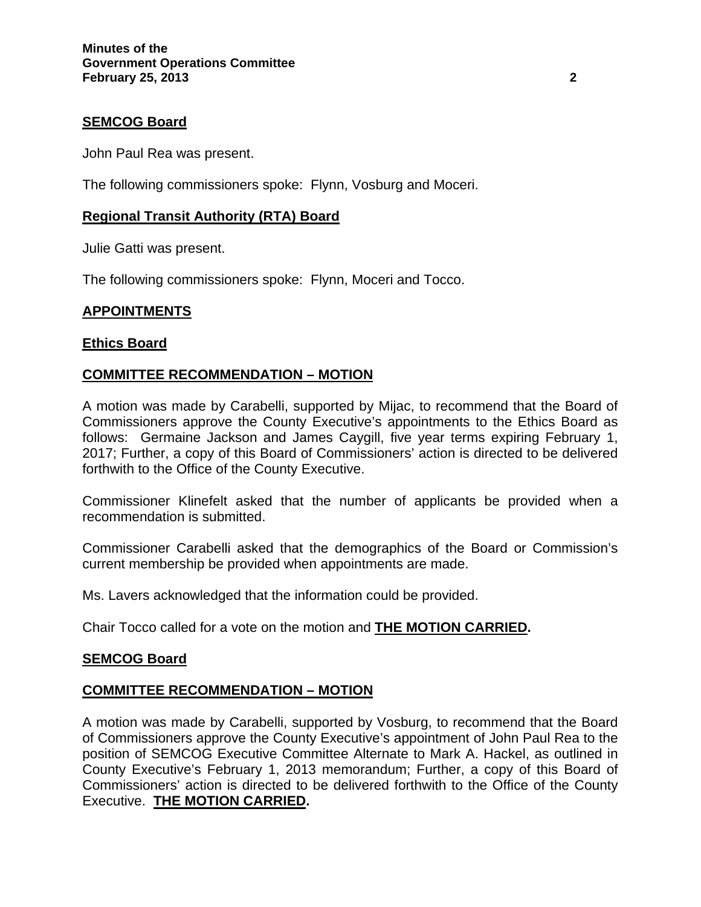**SEMCOG Board**

John Paul Rea was present.

The following commissioners spoke: Flynn, Vosburg and Moceri.

**Regional Transit Authority (RTA) Board**

Julie Gatti was present.

The following commissioners spoke: Flynn, Moceri and Tocco.

**APPOINTMENTS**

**Ethics Board**

**COMMITTEE RECOMMENDATION – MOTION**

A motion was made by Carabelli, supported by Mijac, to recommend that the Board of Commissioners approve the County Executive's appointments to the Ethics Board as follows: Germaine Jackson and James Caygill, five year terms expiring February 1, 2017; Further, a copy of this Board of Commissioners' action is directed to be delivered forthwith to the Office of the County Executive.

Commissioner Klinefelt asked that the number of applicants be provided when a recommendation is submitted.

Commissioner Carabelli asked that the demographics of the Board or Commission's current membership be provided when appointments are made.

Ms. Lavers acknowledged that the information could be provided.

Chair Tocco called for a vote on the motion and **THE MOTION CARRIED.**

**SEMCOG Board**

**COMMITTEE RECOMMENDATION – MOTION**

A motion was made by Carabelli, supported by Vosburg, to recommend that the Board of Commissioners approve the County Executive's appointment of John Paul Rea to the position of SEMCOG Executive Committee Alternate to Mark A. Hackel, as outlined in County Executive's February 1, 2013 memorandum; Further, a copy of this Board of Commissioners' action is directed to be delivered forthwith to the Office of the County Executive. **THE MOTION CARRIED.**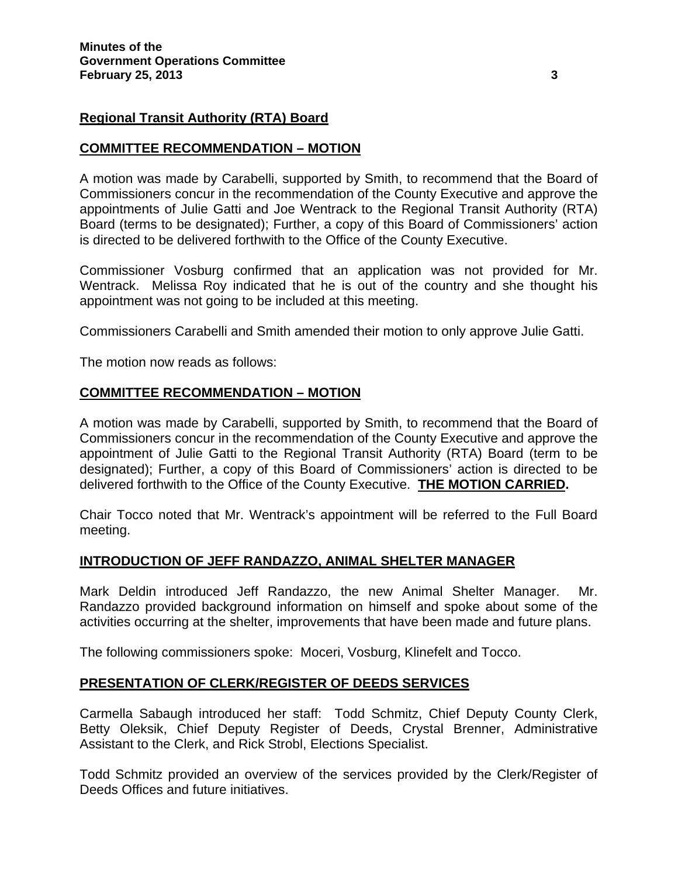**Regional Transit Authority (RTA) Board**

**COMMITTEE RECOMMENDATION – MOTION**

A motion was made by Carabelli, supported by Smith, to recommend that the Board of Commissioners concur in the recommendation of the County Executive and approve the appointments of Julie Gatti and Joe Wentrack to the Regional Transit Authority (RTA) Board (terms to be designated); Further, a copy of this Board of Commissioners' action is directed to be delivered forthwith to the Office of the County Executive.

Commissioner Vosburg confirmed that an application was not provided for Mr. Wentrack. Melissa Roy indicated that he is out of the country and she thought his appointment was not going to be included at this meeting.

Commissioners Carabelli and Smith amended their motion to only approve Julie Gatti.

The motion now reads as follows:

**COMMITTEE RECOMMENDATION – MOTION**

A motion was made by Carabelli, supported by Smith, to recommend that the Board of Commissioners concur in the recommendation of the County Executive and approve the appointment of Julie Gatti to the Regional Transit Authority (RTA) Board (term to be designated); Further, a copy of this Board of Commissioners' action is directed to be delivered forthwith to the Office of the County Executive. **THE MOTION CARRIED.**

Chair Tocco noted that Mr. Wentrack's appointment will be referred to the Full Board meeting.

**INTRODUCTION OF JEFF RANDAZZO, ANIMAL SHELTER MANAGER**

Mark Deldin introduced Jeff Randazzo, the new Animal Shelter Manager. Mr. Randazzo provided background information on himself and spoke about some of the activities occurring at the shelter, improvements that have been made and future plans.

The following commissioners spoke: Moceri, Vosburg, Klinefelt and Tocco.

**PRESENTATION OF CLERK/REGISTER OF DEEDS SERVICES**

Carmella Sabaugh introduced her staff: Todd Schmitz, Chief Deputy County Clerk, Betty Oleksik, Chief Deputy Register of Deeds, Crystal Brenner, Administrative Assistant to the Clerk, and Rick Strobl, Elections Specialist.

Todd Schmitz provided an overview of the services provided by the Clerk/Register of Deeds Offices and future initiatives.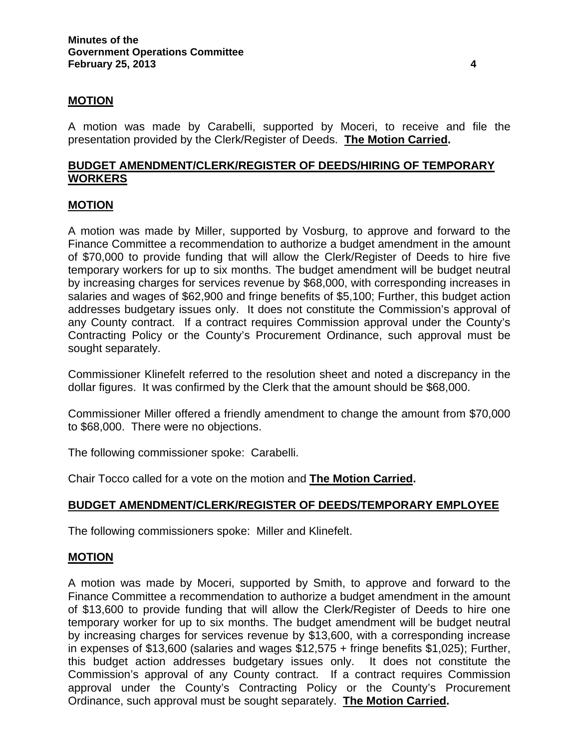**MOTION**

A motion was made by Carabelli, supported by Moceri, to receive and file the presentation provided by the Clerk/Register of Deeds. **The Motion Carried.**

## BUDGET AMENDMENT/CLERK/REGISTER OF DEEDS/HIRING OF TEMPORARY WORKERS

**MOTION**

A motion was made by Miller, supported by Vosburg, to approve and forward to the Finance Committee a recommendation to authorize a budget amendment in the amount of $70,000 to provide funding that will allow the Clerk/Register of Deeds to hire five temporary workers for up to six months. The budget amendment will be budget neutral by increasing charges for services revenue by $68,000, with corresponding increases in salaries and wages of $62,900 and fringe benefits of $5,100; Further, this budget action addresses budgetary issues only. It does not constitute the Commission's approval of any County contract. If a contract requires Commission approval under the County's Contracting Policy or the County's Procurement Ordinance, such approval must be sought separately.

Commissioner Klinefelt referred to the resolution sheet and noted a discrepancy in the dollar figures. It was confirmed by the Clerk that the amount should be $68,000.

Commissioner Miller offered a friendly amendment to change the amount from $70,000 to $68,000. There were no objections.

The following commissioner spoke: Carabelli.

Chair Tocco called for a vote on the motion and **The Motion Carried.**

## BUDGET AMENDMENT/CLERK/REGISTER OF DEEDS/TEMPORARY EMPLOYEE

The following commissioners spoke: Miller and Klinefelt.

**MOTION**

A motion was made by Moceri, supported by Smith, to approve and forward to the Finance Committee a recommendation to authorize a budget amendment in the amount of $13,600 to provide funding that will allow the Clerk/Register of Deeds to hire one temporary worker for up to six months. The budget amendment will be budget neutral by increasing charges for services revenue by $13,600, with a corresponding increase in expenses of $13,600 (salaries and wages $12,575 + fringe benefits $1,025); Further, this budget action addresses budgetary issues only. It does not constitute the Commission's approval of any County contract. If a contract requires Commission approval under the County's Contracting Policy or the County's Procurement Ordinance, such approval must be sought separately. **The Motion Carried.**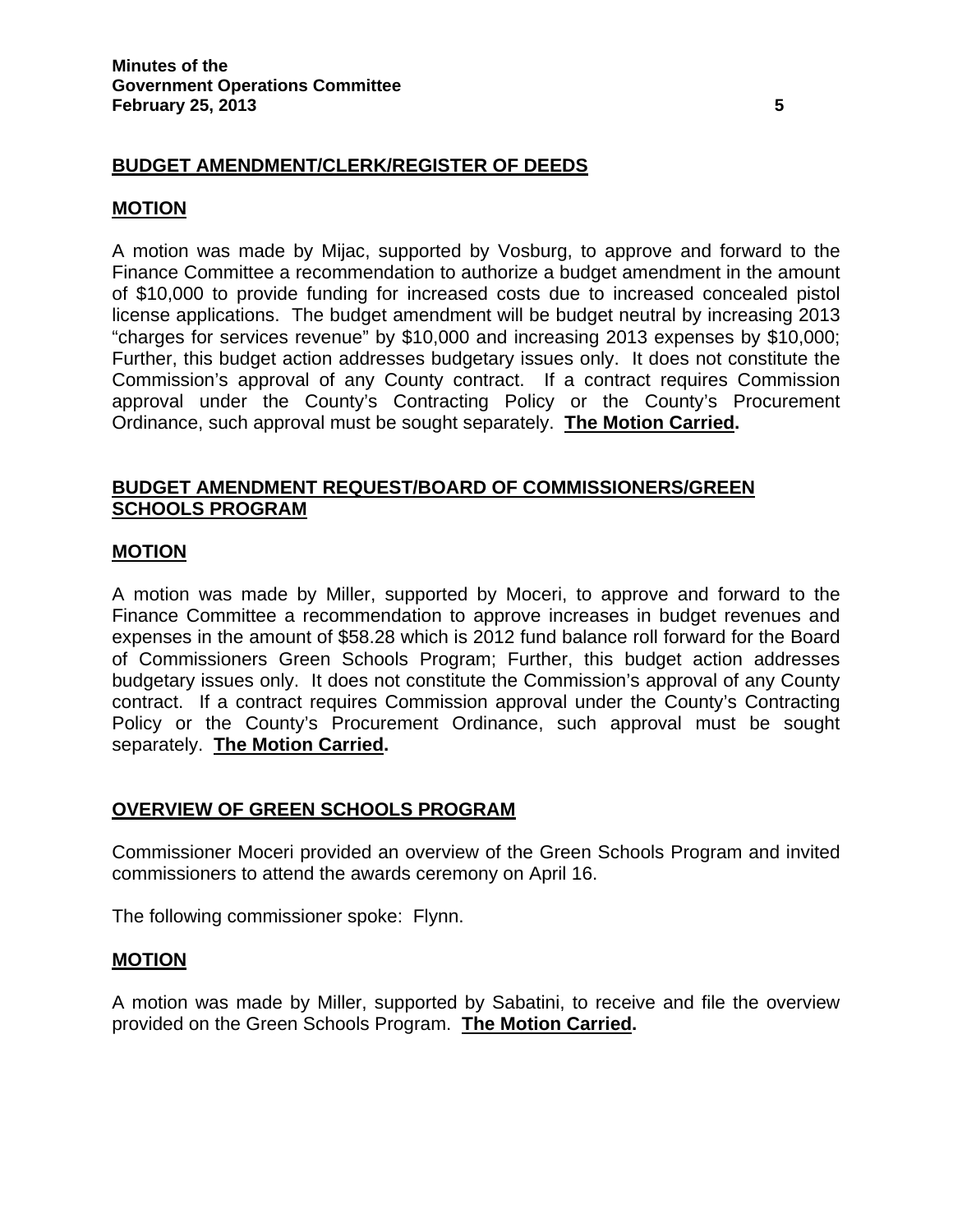## BUDGET AMENDMENT/CLERK/REGISTER OF DEEDS

### MOTION

A motion was made by Mijac, supported by Vosburg, to approve and forward to the Finance Committee a recommendation to authorize a budget amendment in the amount of $10,000 to provide funding for increased costs due to increased concealed pistol license applications. The budget amendment will be budget neutral by increasing 2013 "charges for services revenue" by $10,000 and increasing 2013 expenses by $10,000; Further, this budget action addresses budgetary issues only. It does not constitute the Commission's approval of any County contract. If a contract requires Commission approval under the County's Contracting Policy or the County's Procurement Ordinance, such approval must be sought separately. **The Motion Carried.**

## BUDGET AMENDMENT REQUEST/BOARD OF COMMISSIONERS/GREEN SCHOOLS PROGRAM

### MOTION

A motion was made by Miller, supported by Moceri, to approve and forward to the Finance Committee a recommendation to approve increases in budget revenues and expenses in the amount of $58.28 which is 2012 fund balance roll forward for the Board of Commissioners Green Schools Program; Further, this budget action addresses budgetary issues only. It does not constitute the Commission's approval of any County contract. If a contract requires Commission approval under the County's Contracting Policy or the County's Procurement Ordinance, such approval must be sought separately. **The Motion Carried.**

## OVERVIEW OF GREEN SCHOOLS PROGRAM

Commissioner Moceri provided an overview of the Green Schools Program and invited commissioners to attend the awards ceremony on April 16.

The following commissioner spoke: Flynn.

### MOTION

A motion was made by Miller, supported by Sabatini, to receive and file the overview provided on the Green Schools Program. **The Motion Carried.**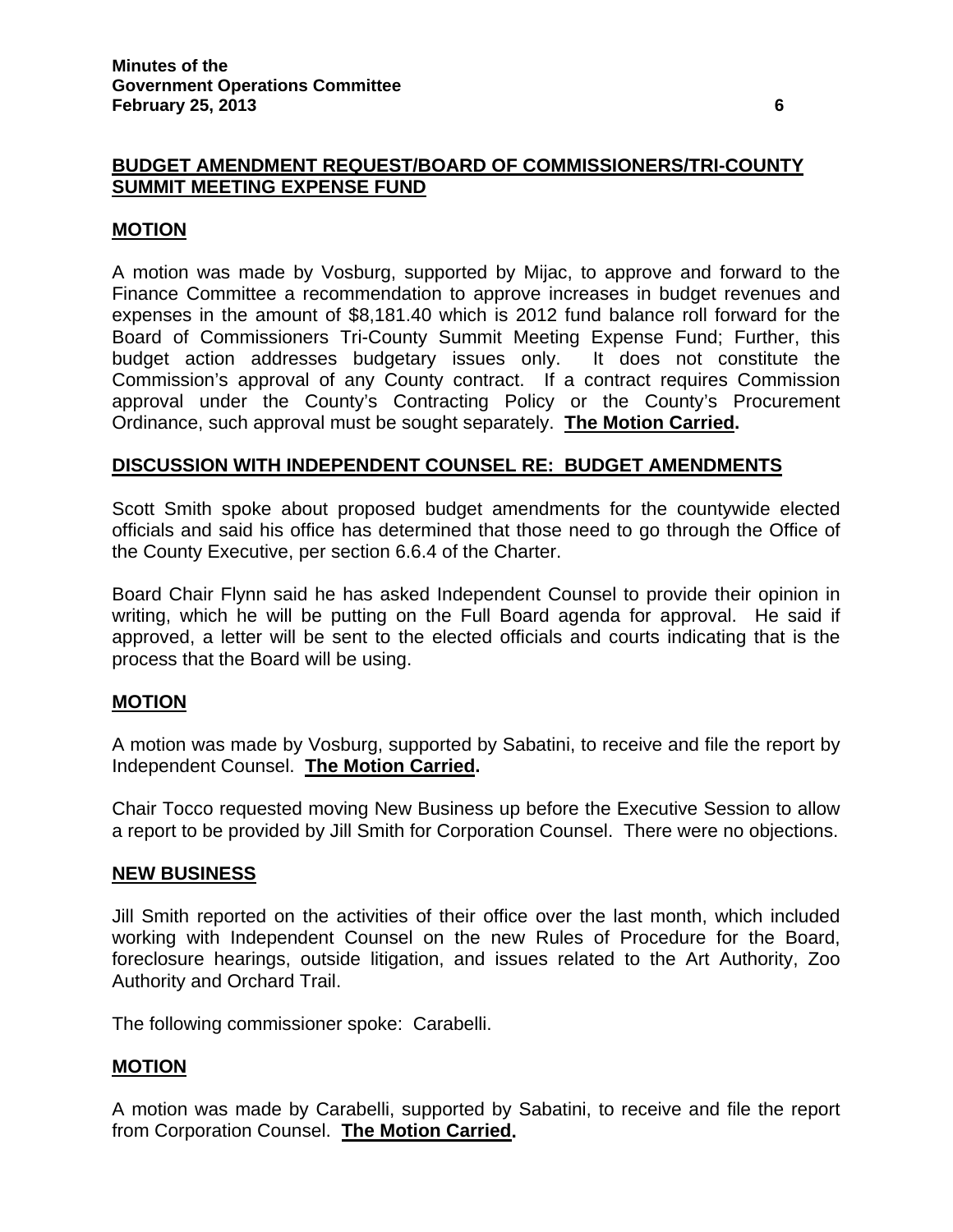## BUDGET AMENDMENT REQUEST/BOARD OF COMMISSIONERS/TRI-COUNTY SUMMIT MEETING EXPENSE FUND

### MOTION

A motion was made by Vosburg, supported by Mijac, to approve and forward to the Finance Committee a recommendation to approve increases in budget revenues and expenses in the amount of $8,181.40 which is 2012 fund balance roll forward for the Board of Commissioners Tri-County Summit Meeting Expense Fund; Further, this budget action addresses budgetary issues only. It does not constitute the Commission's approval of any County contract. If a contract requires Commission approval under the County's Contracting Policy or the County's Procurement Ordinance, such approval must be sought separately. **The Motion Carried.**

## DISCUSSION WITH INDEPENDENT COUNSEL RE: BUDGET AMENDMENTS

Scott Smith spoke about proposed budget amendments for the countywide elected officials and said his office has determined that those need to go through the Office of the County Executive, per section 6.6.4 of the Charter.

Board Chair Flynn said he has asked Independent Counsel to provide their opinion in writing, which he will be putting on the Full Board agenda for approval. He said if approved, a letter will be sent to the elected officials and courts indicating that is the process that the Board will be using.

### MOTION

A motion was made by Vosburg, supported by Sabatini, to receive and file the report by Independent Counsel. **The Motion Carried.**

Chair Tocco requested moving New Business up before the Executive Session to allow a report to be provided by Jill Smith for Corporation Counsel. There were no objections.

## NEW BUSINESS

Jill Smith reported on the activities of their office over the last month, which included working with Independent Counsel on the new Rules of Procedure for the Board, foreclosure hearings, outside litigation, and issues related to the Art Authority, Zoo Authority and Orchard Trail.

The following commissioner spoke: Carabelli.

### MOTION

A motion was made by Carabelli, supported by Sabatini, to receive and file the report from Corporation Counsel. **The Motion Carried.**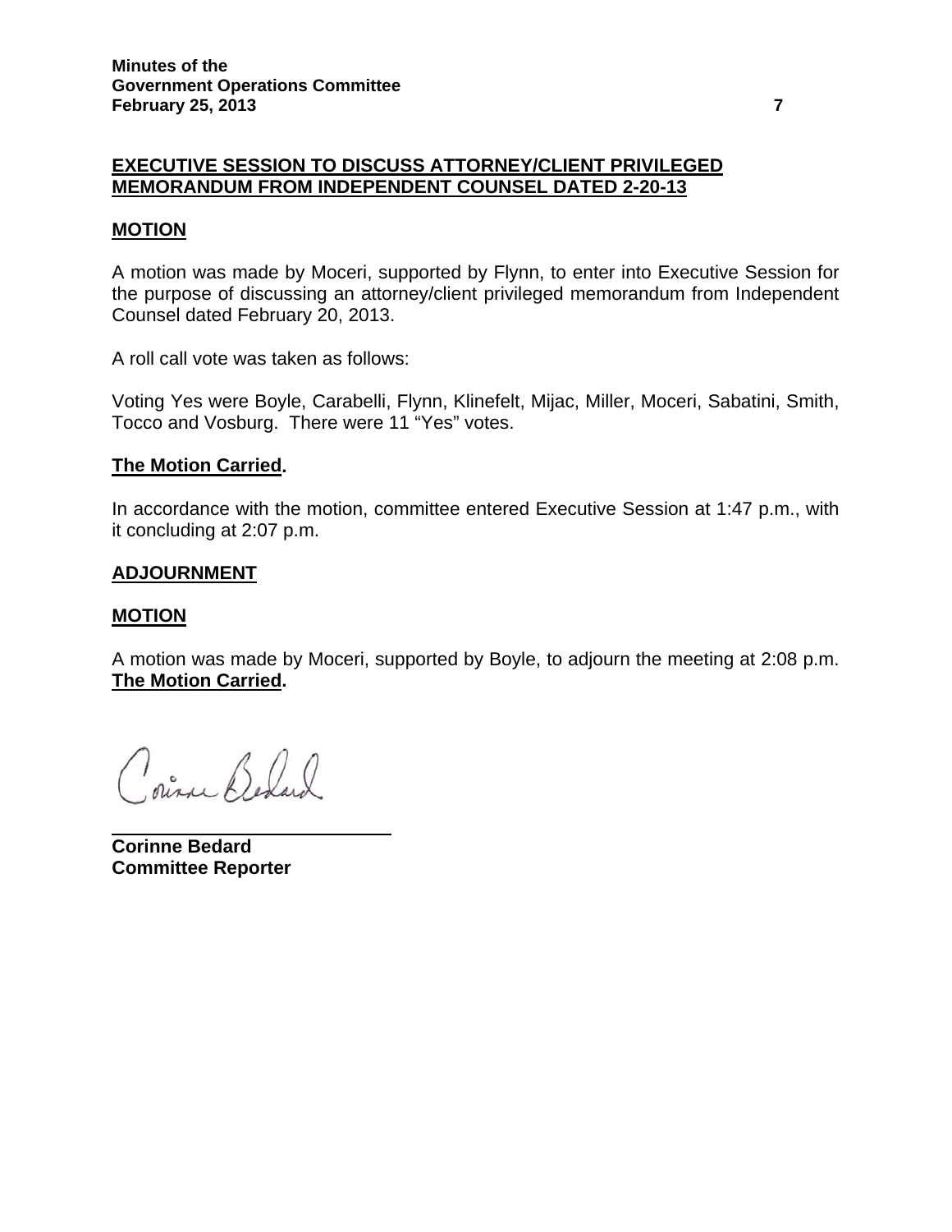## EXECUTIVE SESSION TO DISCUSS ATTORNEY/CLIENT PRIVILEGED MEMORANDUM FROM INDEPENDENT COUNSEL DATED 2-20-13

### MOTION

A motion was made by Moceri, supported by Flynn, to enter into Executive Session for the purpose of discussing an attorney/client privileged memorandum from Independent Counsel dated February 20, 2013.

A roll call vote was taken as follows:

Voting Yes were Boyle, Carabelli, Flynn, Klinefelt, Mijac, Miller, Moceri, Sabatini, Smith, Tocco and Vosburg. There were 11 "Yes" votes.

**The Motion Carried.**

In accordance with the motion, committee entered Executive Session at 1:47 p.m., with it concluding at 2:07 p.m.

## ADJOURNMENT

### MOTION

A motion was made by Moceri, supported by Boyle, to adjourn the meeting at 2:08 p.m. **The Motion Carried.**

Corinne Bedard

**Corinne Bedard**
**Committee Reporter**